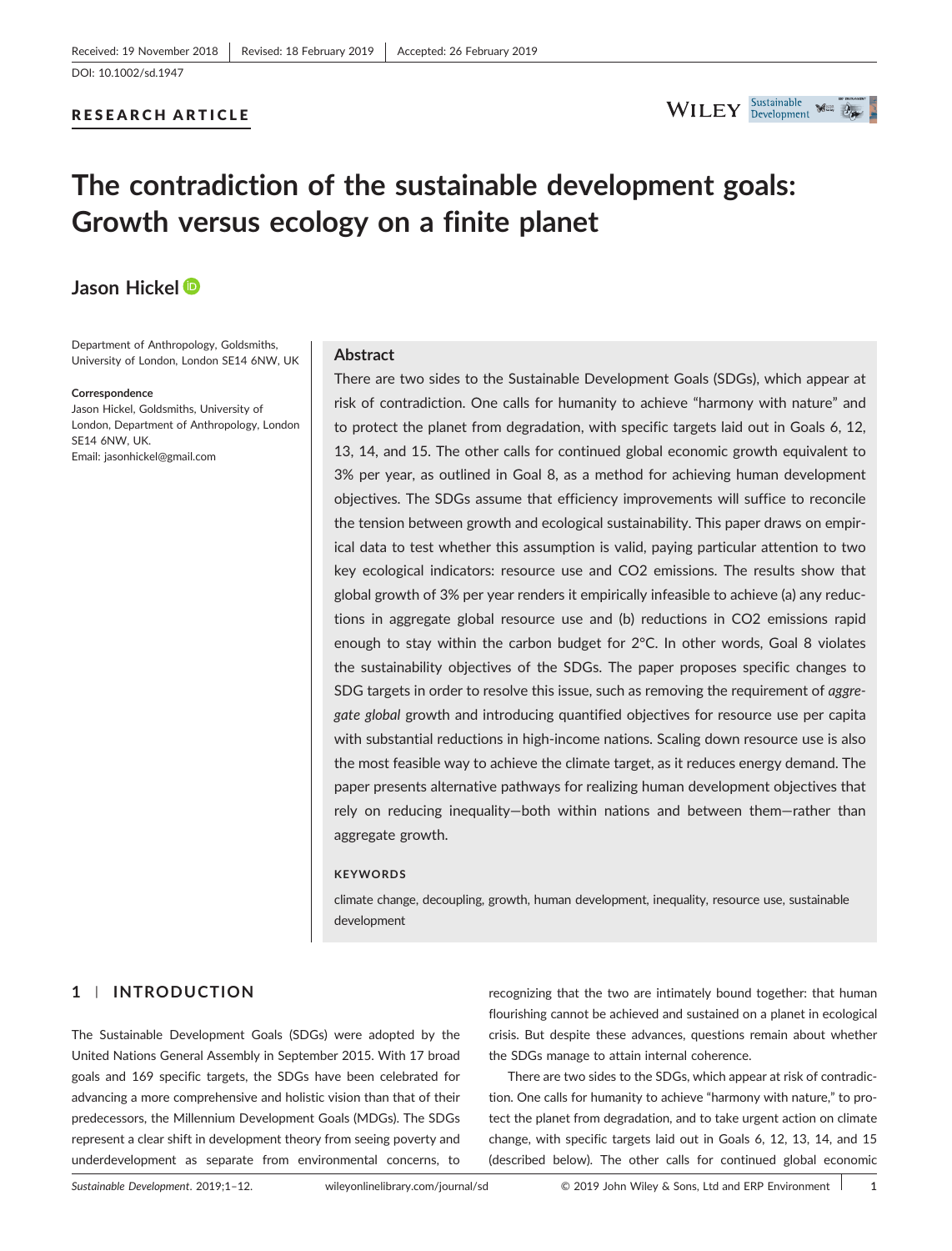Received: 19 November 2018 | Revised: 18 February 2019 | Accepted: 26 February 2019

DOI: 10.1002/sd.1947

RESEARCH ARTICLE

# The contradiction of the sustainable development goals: Growth versus ecology on a finite planet

**Jason Hickel**

Department of Anthropology, Goldsmiths, University of London, London SE14 6NW, UK

**Correspondence**
Jason Hickel, Goldsmiths, University of London, Department of Anthropology, London SE14 6NW, UK.
Email: jasonhickel@gmail.com

## Abstract

There are two sides to the Sustainable Development Goals (SDGs), which appear at risk of contradiction. One calls for humanity to achieve "harmony with nature" and to protect the planet from degradation, with specific targets laid out in Goals 6, 12, 13, 14, and 15. The other calls for continued global economic growth equivalent to 3% per year, as outlined in Goal 8, as a method for achieving human development objectives. The SDGs assume that efficiency improvements will suffice to reconcile the tension between growth and ecological sustainability. This paper draws on empirical data to test whether this assumption is valid, paying particular attention to two key ecological indicators: resource use and CO2 emissions. The results show that global growth of 3% per year renders it empirically infeasible to achieve (a) any reductions in aggregate global resource use and (b) reductions in CO2 emissions rapid enough to stay within the carbon budget for 2°C. In other words, Goal 8 violates the sustainability objectives of the SDGs. The paper proposes specific changes to SDG targets in order to resolve this issue, such as removing the requirement of *aggregate global* growth and introducing quantified objectives for resource use per capita with substantial reductions in high-income nations. Scaling down resource use is also the most feasible way to achieve the climate target, as it reduces energy demand. The paper presents alternative pathways for realizing human development objectives that rely on reducing inequality—both within nations and between them—rather than aggregate growth.

**KEYWORDS**

climate change, decoupling, growth, human development, inequality, resource use, sustainable development

## 1 | INTRODUCTION

The Sustainable Development Goals (SDGs) were adopted by the United Nations General Assembly in September 2015. With 17 broad goals and 169 specific targets, the SDGs have been celebrated for advancing a more comprehensive and holistic vision than that of their predecessors, the Millennium Development Goals (MDGs). The SDGs represent a clear shift in development theory from seeing poverty and underdevelopment as separate from environmental concerns, to recognizing that the two are intimately bound together: that human flourishing cannot be achieved and sustained on a planet in ecological crisis. But despite these advances, questions remain about whether the SDGs manage to attain internal coherence.

There are two sides to the SDGs, which appear at risk of contradiction. One calls for humanity to achieve "harmony with nature," to protect the planet from degradation, and to take urgent action on climate change, with specific targets laid out in Goals 6, 12, 13, 14, and 15 (described below). The other calls for continued global economic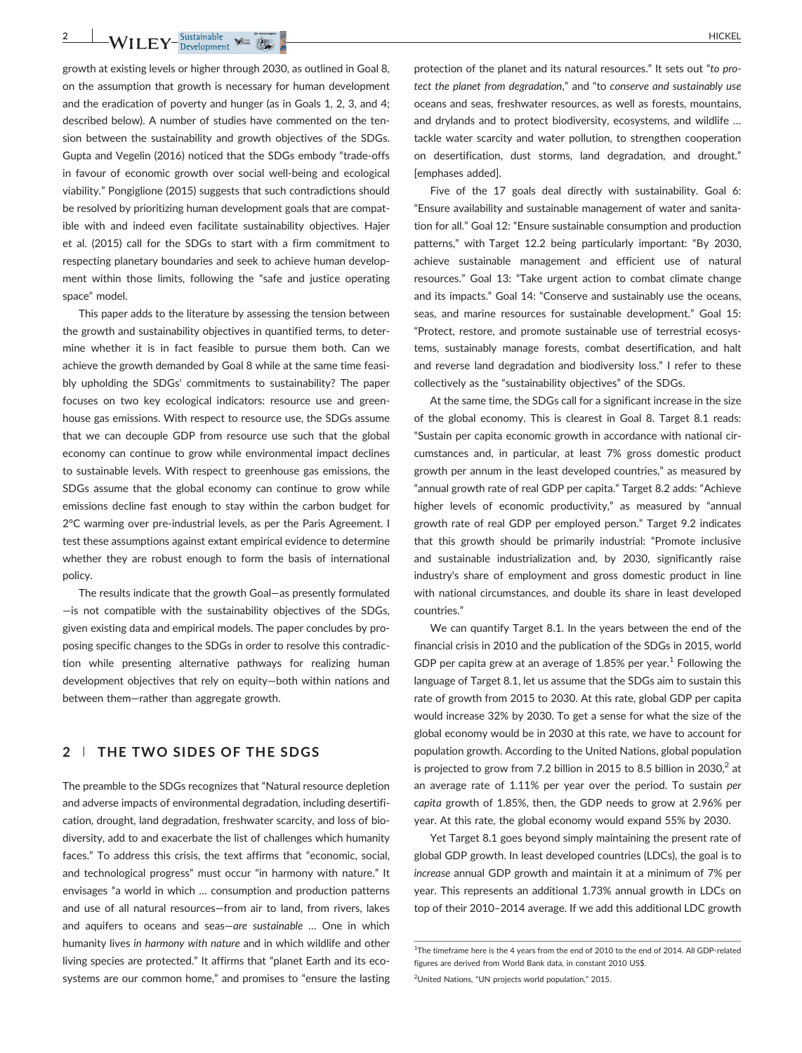growth at existing levels or higher through 2030, as outlined in Goal 8, on the assumption that growth is necessary for human development and the eradication of poverty and hunger (as in Goals 1, 2, 3, and 4; described below). A number of studies have commented on the tension between the sustainability and growth objectives of the SDGs. Gupta and Vegelin (2016) noticed that the SDGs embody "trade-offs in favour of economic growth over social well-being and ecological viability." Pongiglione (2015) suggests that such contradictions should be resolved by prioritizing human development goals that are compatible with and indeed even facilitate sustainability objectives. Hajer et al. (2015) call for the SDGs to start with a firm commitment to respecting planetary boundaries and seek to achieve human development within those limits, following the "safe and justice operating space" model.

This paper adds to the literature by assessing the tension between the growth and sustainability objectives in quantified terms, to determine whether it is in fact feasible to pursue them both. Can we achieve the growth demanded by Goal 8 while at the same time feasibly upholding the SDGs' commitments to sustainability? The paper focuses on two key ecological indicators: resource use and greenhouse gas emissions. With respect to resource use, the SDGs assume that we can decouple GDP from resource use such that the global economy can continue to grow while environmental impact declines to sustainable levels. With respect to greenhouse gas emissions, the SDGs assume that the global economy can continue to grow while emissions decline fast enough to stay within the carbon budget for 2°C warming over pre-industrial levels, as per the Paris Agreement. I test these assumptions against extant empirical evidence to determine whether they are robust enough to form the basis of international policy.

The results indicate that the growth Goal—as presently formulated—is not compatible with the sustainability objectives of the SDGs, given existing data and empirical models. The paper concludes by proposing specific changes to the SDGs in order to resolve this contradiction while presenting alternative pathways for realizing human development objectives that rely on equity—both within nations and between them—rather than aggregate growth.

## 2 | THE TWO SIDES OF THE SDGS

The preamble to the SDGs recognizes that "Natural resource depletion and adverse impacts of environmental degradation, including desertification, drought, land degradation, freshwater scarcity, and loss of biodiversity, add to and exacerbate the list of challenges which humanity faces." To address this crisis, the text affirms that "economic, social, and technological progress" must occur "in harmony with nature." It envisages "a world in which … consumption and production patterns and use of all natural resources—from air to land, from rivers, lakes and aquifers to oceans and seas—*are sustainable* … One in which humanity lives *in harmony with nature* and in which wildlife and other living species are protected." It affirms that "planet Earth and its ecosystems are our common home," and promises to "ensure the lasting protection of the planet and its natural resources." It sets out "*to protect the planet from degradation*," and "to *conserve and sustainably use* oceans and seas, freshwater resources, as well as forests, mountains, and drylands and to protect biodiversity, ecosystems, and wildlife … tackle water scarcity and water pollution, to strengthen cooperation on desertification, dust storms, land degradation, and drought." [emphases added].

Five of the 17 goals deal directly with sustainability. Goal 6: "Ensure availability and sustainable management of water and sanitation for all." Goal 12: "Ensure sustainable consumption and production patterns," with Target 12.2 being particularly important: "By 2030, achieve sustainable management and efficient use of natural resources." Goal 13: "Take urgent action to combat climate change and its impacts." Goal 14: "Conserve and sustainably use the oceans, seas, and marine resources for sustainable development." Goal 15: "Protect, restore, and promote sustainable use of terrestrial ecosystems, sustainably manage forests, combat desertification, and halt and reverse land degradation and biodiversity loss." I refer to these collectively as the "sustainability objectives" of the SDGs.

At the same time, the SDGs call for a significant increase in the size of the global economy. This is clearest in Goal 8. Target 8.1 reads: "Sustain per capita economic growth in accordance with national circumstances and, in particular, at least 7% gross domestic product growth per annum in the least developed countries," as measured by "annual growth rate of real GDP per capita." Target 8.2 adds: "Achieve higher levels of economic productivity," as measured by "annual growth rate of real GDP per employed person." Target 9.2 indicates that this growth should be primarily industrial: "Promote inclusive and sustainable industrialization and, by 2030, significantly raise industry's share of employment and gross domestic product in line with national circumstances, and double its share in least developed countries."

We can quantify Target 8.1. In the years between the end of the financial crisis in 2010 and the publication of the SDGs in 2015, world GDP per capita grew at an average of 1.85% per year.[1] Following the language of Target 8.1, let us assume that the SDGs aim to sustain this rate of growth from 2015 to 2030. At this rate, global GDP per capita would increase 32% by 2030. To get a sense for what the size of the global economy would be in 2030 at this rate, we have to account for population growth. According to the United Nations, global population is projected to grow from 7.2 billion in 2015 to 8.5 billion in 2030,[2] at an average rate of 1.11% per year over the period. To sustain *per capita* growth of 1.85%, then, the GDP needs to grow at 2.96% per year. At this rate, the global economy would expand 55% by 2030.

Yet Target 8.1 goes beyond simply maintaining the present rate of global GDP growth. In least developed countries (LDCs), the goal is to *increase* annual GDP growth and maintain it at a minimum of 7% per year. This represents an additional 1.73% annual growth in LDCs on top of their 2010–2014 average. If we add this additional LDC growth

[1] The timeframe here is the 4 years from the end of 2010 to the end of 2014. All GDP-related figures are derived from World Bank data, in constant 2010 US$.

[2] United Nations, "UN projects world population," 2015.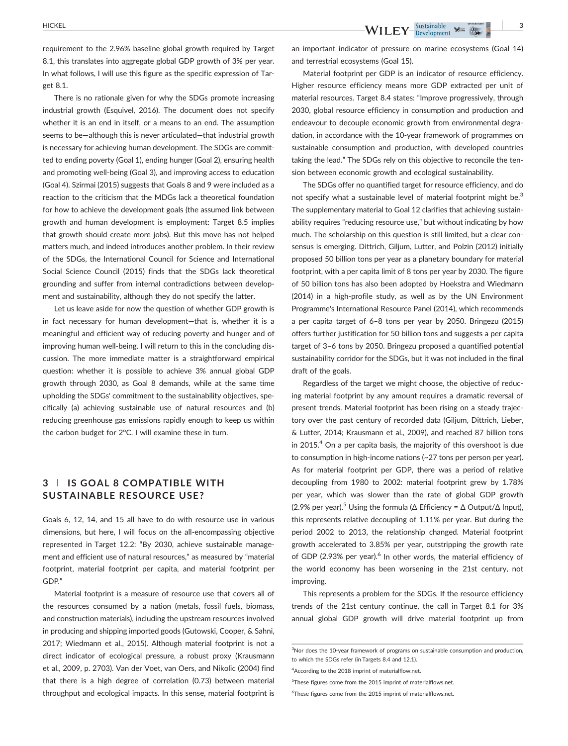requirement to the 2.96% baseline global growth required by Target 8.1, this translates into aggregate global GDP growth of 3% per year. In what follows, I will use this figure as the specific expression of Target 8.1.

There is no rationale given for why the SDGs promote increasing industrial growth (Esquivel, 2016). The document does not specify whether it is an end in itself, or a means to an end. The assumption seems to be—although this is never articulated—that industrial growth is necessary for achieving human development. The SDGs are committed to ending poverty (Goal 1), ending hunger (Goal 2), ensuring health and promoting well-being (Goal 3), and improving access to education (Goal 4). Szirmai (2015) suggests that Goals 8 and 9 were included as a reaction to the criticism that the MDGs lack a theoretical foundation for how to achieve the development goals (the assumed link between growth and human development is employment: Target 8.5 implies that growth should create more jobs). But this move has not helped matters much, and indeed introduces another problem. In their review of the SDGs, the International Council for Science and International Social Science Council (2015) finds that the SDGs lack theoretical grounding and suffer from internal contradictions between development and sustainability, although they do not specify the latter.

Let us leave aside for now the question of whether GDP growth is in fact necessary for human development—that is, whether it is a meaningful and efficient way of reducing poverty and hunger and of improving human well-being. I will return to this in the concluding discussion. The more immediate matter is a straightforward empirical question: whether it is possible to achieve 3% annual global GDP growth through 2030, as Goal 8 demands, while at the same time upholding the SDGs' commitment to the sustainability objectives, specifically (a) achieving sustainable use of natural resources and (b) reducing greenhouse gas emissions rapidly enough to keep us within the carbon budget for 2°C. I will examine these in turn.

## 3 | IS GOAL 8 COMPATIBLE WITH SUSTAINABLE RESOURCE USE?

Goals 6, 12, 14, and 15 all have to do with resource use in various dimensions, but here, I will focus on the all-encompassing objective represented in Target 12.2: "By 2030, achieve sustainable management and efficient use of natural resources," as measured by "material footprint, material footprint per capita, and material footprint per GDP."

Material footprint is a measure of resource use that covers all of the resources consumed by a nation (metals, fossil fuels, biomass, and construction materials), including the upstream resources involved in producing and shipping imported goods (Gutowski, Cooper, & Sahni, 2017; Wiedmann et al., 2015). Although material footprint is not a direct indicator of ecological pressure, a robust proxy (Krausmann et al., 2009, p. 2703). Van der Voet, van Oers, and Nikolic (2004) find that there is a high degree of correlation (0.73) between material throughput and ecological impacts. In this sense, material footprint is an important indicator of pressure on marine ecosystems (Goal 14) and terrestrial ecosystems (Goal 15).

Material footprint per GDP is an indicator of resource efficiency. Higher resource efficiency means more GDP extracted per unit of material resources. Target 8.4 states: "Improve progressively, through 2030, global resource efficiency in consumption and production and endeavour to decouple economic growth from environmental degradation, in accordance with the 10-year framework of programmes on sustainable consumption and production, with developed countries taking the lead." The SDGs rely on this objective to reconcile the tension between economic growth and ecological sustainability.

The SDGs offer no quantified target for resource efficiency, and do not specify what a sustainable level of material footprint might be.[3] The supplementary material to Goal 12 clarifies that achieving sustainability requires "reducing resource use," but without indicating by how much. The scholarship on this question is still limited, but a clear consensus is emerging. Dittrich, Giljum, Lutter, and Polzin (2012) initially proposed 50 billion tons per year as a planetary boundary for material footprint, with a per capita limit of 8 tons per year by 2030. The figure of 50 billion tons has also been adopted by Hoekstra and Wiedmann (2014) in a high-profile study, as well as by the UN Environment Programme's International Resource Panel (2014), which recommends a per capita target of 6–8 tons per year by 2050. Bringezu (2015) offers further justification for 50 billion tons and suggests a per capita target of 3–6 tons by 2050. Bringezu proposed a quantified potential sustainability corridor for the SDGs, but it was not included in the final draft of the goals.

Regardless of the target we might choose, the objective of reducing material footprint by any amount requires a dramatic reversal of present trends. Material footprint has been rising on a steady trajectory over the past century of recorded data (Giljum, Dittrich, Lieber, & Lutter, 2014; Krausmann et al., 2009), and reached 87 billion tons in 2015.[4] On a per capita basis, the majority of this overshoot is due to consumption in high-income nations (~27 tons per person per year). As for material footprint per GDP, there was a period of relative decoupling from 1980 to 2002: material footprint grew by 1.78% per year, which was slower than the rate of global GDP growth (2.9% per year).[5] Using the formula ($\Delta$ Efficiency = $\Delta$ Output/$\Delta$ Input), this represents relative decoupling of 1.11% per year. But during the period 2002 to 2013, the relationship changed. Material footprint growth accelerated to 3.85% per year, outstripping the growth rate of GDP (2.93% per year).[6] In other words, the material efficiency of the world economy has been worsening in the 21st century, not improving.

This represents a problem for the SDGs. If the resource efficiency trends of the 21st century continue, the call in Target 8.1 for 3% annual global GDP growth will drive material footprint up from

---

[3] Nor does the 10-year framework of programs on sustainable consumption and production, to which the SDGs refer (in Targets 8.4 and 12.1).

[4] According to the 2018 imprint of materialflow.net.

[5] These figures come from the 2015 imprint of materialflows.net.

[6] These figures come from the 2015 imprint of materialflows.net.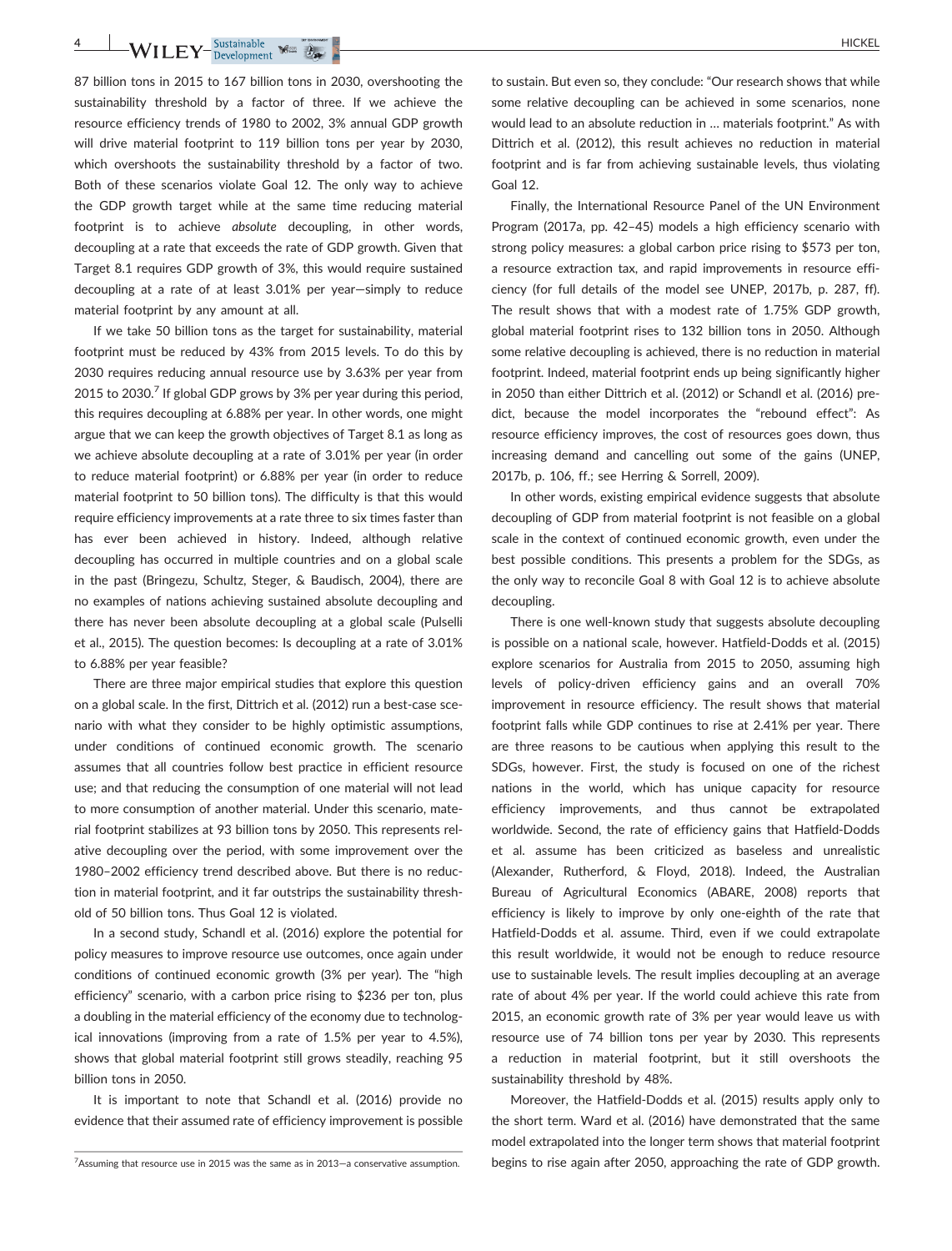87 billion tons in 2015 to 167 billion tons in 2030, overshooting the sustainability threshold by a factor of three. If we achieve the resource efficiency trends of 1980 to 2002, 3% annual GDP growth will drive material footprint to 119 billion tons per year by 2030, which overshoots the sustainability threshold by a factor of two. Both of these scenarios violate Goal 12. The only way to achieve the GDP growth target while at the same time reducing material footprint is to achieve *absolute* decoupling, in other words, decoupling at a rate that exceeds the rate of GDP growth. Given that Target 8.1 requires GDP growth of 3%, this would require sustained decoupling at a rate of at least 3.01% per year—simply to reduce material footprint by any amount at all.

If we take 50 billion tons as the target for sustainability, material footprint must be reduced by 43% from 2015 levels. To do this by 2030 requires reducing annual resource use by 3.63% per year from 2015 to 2030.[7] If global GDP grows by 3% per year during this period, this requires decoupling at 6.88% per year. In other words, one might argue that we can keep the growth objectives of Target 8.1 as long as we achieve absolute decoupling at a rate of 3.01% per year (in order to reduce material footprint) or 6.88% per year (in order to reduce material footprint to 50 billion tons). The difficulty is that this would require efficiency improvements at a rate three to six times faster than has ever been achieved in history. Indeed, although relative decoupling has occurred in multiple countries and on a global scale in the past (Bringezu, Schultz, Steger, & Baudisch, 2004), there are no examples of nations achieving sustained absolute decoupling and there has never been absolute decoupling at a global scale (Pulselli et al., 2015). The question becomes: Is decoupling at a rate of 3.01% to 6.88% per year feasible?

There are three major empirical studies that explore this question on a global scale. In the first, Dittrich et al. (2012) run a best-case scenario with what they consider to be highly optimistic assumptions, under conditions of continued economic growth. The scenario assumes that all countries follow best practice in efficient resource use; and that reducing the consumption of one material will not lead to more consumption of another material. Under this scenario, material footprint stabilizes at 93 billion tons by 2050. This represents relative decoupling over the period, with some improvement over the 1980–2002 efficiency trend described above. But there is no reduction in material footprint, and it far outstrips the sustainability threshold of 50 billion tons. Thus Goal 12 is violated.

In a second study, Schandl et al. (2016) explore the potential for policy measures to improve resource use outcomes, once again under conditions of continued economic growth (3% per year). The "high efficiency" scenario, with a carbon price rising to $236 per ton, plus a doubling in the material efficiency of the economy due to technological innovations (improving from a rate of 1.5% per year to 4.5%), shows that global material footprint still grows steadily, reaching 95 billion tons in 2050.

It is important to note that Schandl et al. (2016) provide no evidence that their assumed rate of efficiency improvement is possible to sustain. But even so, they conclude: "Our research shows that while some relative decoupling can be achieved in some scenarios, none would lead to an absolute reduction in … materials footprint." As with Dittrich et al. (2012), this result achieves no reduction in material footprint and is far from achieving sustainable levels, thus violating Goal 12.

Finally, the International Resource Panel of the UN Environment Program (2017a, pp. 42–45) models a high efficiency scenario with strong policy measures: a global carbon price rising to $573 per ton, a resource extraction tax, and rapid improvements in resource efficiency (for full details of the model see UNEP, 2017b, p. 287, ff). The result shows that with a modest rate of 1.75% GDP growth, global material footprint rises to 132 billion tons in 2050. Although some relative decoupling is achieved, there is no reduction in material footprint. Indeed, material footprint ends up being significantly higher in 2050 than either Dittrich et al. (2012) or Schandl et al. (2016) predict, because the model incorporates the "rebound effect": As resource efficiency improves, the cost of resources goes down, thus increasing demand and cancelling out some of the gains (UNEP, 2017b, p. 106, ff.; see Herring & Sorrell, 2009).

In other words, existing empirical evidence suggests that absolute decoupling of GDP from material footprint is not feasible on a global scale in the context of continued economic growth, even under the best possible conditions. This presents a problem for the SDGs, as the only way to reconcile Goal 8 with Goal 12 is to achieve absolute decoupling.

There is one well-known study that suggests absolute decoupling is possible on a national scale, however. Hatfield-Dodds et al. (2015) explore scenarios for Australia from 2015 to 2050, assuming high levels of policy-driven efficiency gains and an overall 70% improvement in resource efficiency. The result shows that material footprint falls while GDP continues to rise at 2.41% per year. There are three reasons to be cautious when applying this result to the SDGs, however. First, the study is focused on one of the richest nations in the world, which has unique capacity for resource efficiency improvements, and thus cannot be extrapolated worldwide. Second, the rate of efficiency gains that Hatfield-Dodds et al. assume has been criticized as baseless and unrealistic (Alexander, Rutherford, & Floyd, 2018). Indeed, the Australian Bureau of Agricultural Economics (ABARE, 2008) reports that efficiency is likely to improve by only one-eighth of the rate that Hatfield-Dodds et al. assume. Third, even if we could extrapolate this result worldwide, it would not be enough to reduce resource use to sustainable levels. The result implies decoupling at an average rate of about 4% per year. If the world could achieve this rate from 2015, an economic growth rate of 3% per year would leave us with resource use of 74 billion tons per year by 2030. This represents a reduction in material footprint, but it still overshoots the sustainability threshold by 48%.

Moreover, the Hatfield-Dodds et al. (2015) results apply only to the short term. Ward et al. (2016) have demonstrated that the same model extrapolated into the longer term shows that material footprint begins to rise again after 2050, approaching the rate of GDP growth.

[7] Assuming that resource use in 2015 was the same as in 2013—a conservative assumption.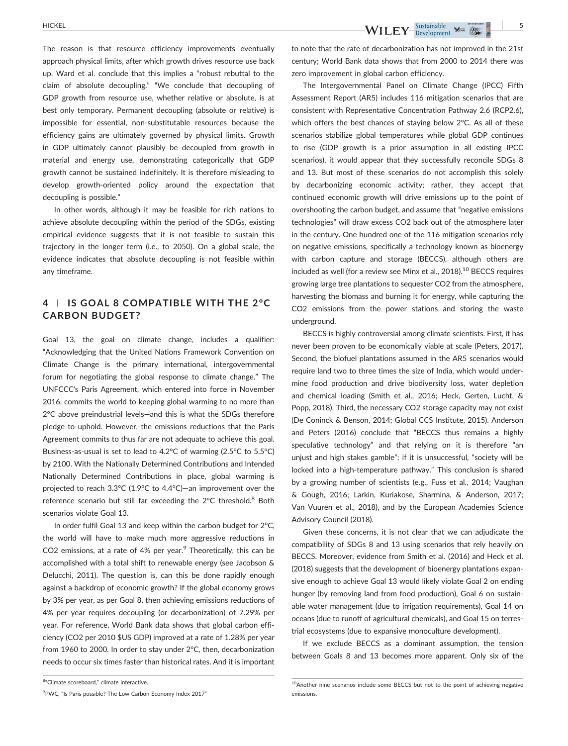The reason is that resource efficiency improvements eventually approach physical limits, after which growth drives resource use back up. Ward et al. conclude that this implies a "robust rebuttal to the claim of absolute decoupling." "We conclude that decoupling of GDP growth from resource use, whether relative or absolute, is at best only temporary. Permanent decoupling (absolute or relative) is impossible for essential, non-substitutable resources because the efficiency gains are ultimately governed by physical limits. Growth in GDP ultimately cannot plausibly be decoupled from growth in material and energy use, demonstrating categorically that GDP growth cannot be sustained indefinitely. It is therefore misleading to develop growth-oriented policy around the expectation that decoupling is possible."

In other words, although it may be feasible for rich nations to achieve absolute decoupling within the period of the SDGs, existing empirical evidence suggests that it is not feasible to sustain this trajectory in the longer term (i.e., to 2050). On a global scale, the evidence indicates that absolute decoupling is not feasible within any timeframe.

## 4 | IS GOAL 8 COMPATIBLE WITH THE 2°C CARBON BUDGET?

Goal 13, the goal on climate change, includes a qualifier: "Acknowledging that the United Nations Framework Convention on Climate Change is the primary international, intergovernmental forum for negotiating the global response to climate change." The UNFCCC's Paris Agreement, which entered into force in November 2016, commits the world to keeping global warming to no more than 2°C above preindustrial levels—and this is what the SDGs therefore pledge to uphold. However, the emissions reductions that the Paris Agreement commits to thus far are not adequate to achieve this goal. Business-as-usual is set to lead to 4.2°C of warming (2.5°C to 5.5°C) by 2100. With the Nationally Determined Contributions and Intended Nationally Determined Contributions in place, global warming is projected to reach 3.3°C (1.9°C to 4.4°C)—an improvement over the reference scenario but still far exceeding the 2°C threshold.[8] Both scenarios violate Goal 13.

In order fulfil Goal 13 and keep within the carbon budget for 2°C, the world will have to make much more aggressive reductions in $CO_2$ emissions, at a rate of 4% per year.[9] Theoretically, this can be accomplished with a total shift to renewable energy (see Jacobson & Delucchi, 2011). The question is, can this be done rapidly enough against a backdrop of economic growth? If the global economy grows by 3% per year, as per Goal 8, then achieving emissions reductions of 4% per year requires decoupling (or decarbonization) of 7.29% per year. For reference, World Bank data shows that global carbon efficiency ($CO_2$ per 2010 \$US GDP) improved at a rate of 1.28% per year from 1960 to 2000. In order to stay under 2°C, then, decarbonization needs to occur six times faster than historical rates. And it is important to note that the rate of decarbonization has not improved in the 21st century; World Bank data shows that from 2000 to 2014 there was zero improvement in global carbon efficiency.

The Intergovernmental Panel on Climate Change (IPCC) Fifth Assessment Report (AR5) includes 116 mitigation scenarios that are consistent with Representative Concentration Pathway 2.6 (RCP2.6), which offers the best chances of staying below 2°C. As all of these scenarios stabilize global temperatures while global GDP continues to rise (GDP growth is a prior assumption in all existing IPCC scenarios), it would appear that they successfully reconcile SDGs 8 and 13. But most of these scenarios do not accomplish this solely by decarbonizing economic activity; rather, they accept that continued economic growth will drive emissions up to the point of overshooting the carbon budget, and assume that "negative emissions technologies" will draw excess $CO_2$ back out of the atmosphere later in the century. One hundred one of the 116 mitigation scenarios rely on negative emissions, specifically a technology known as bioenergy with carbon capture and storage (BECCS), although others are included as well (for a review see Minx et al., 2018).[10] BECCS requires growing large tree plantations to sequester $CO_2$ from the atmosphere, harvesting the biomass and burning it for energy, while capturing the $CO_2$ emissions from the power stations and storing the waste underground.

BECCS is highly controversial among climate scientists. First, it has never been proven to be economically viable at scale (Peters, 2017). Second, the biofuel plantations assumed in the AR5 scenarios would require land two to three times the size of India, which would undermine food production and drive biodiversity loss, water depletion and chemical loading (Smith et al., 2016; Heck, Gerten, Lucht, & Popp, 2018). Third, the necessary $CO_2$ storage capacity may not exist (De Coninck & Benson, 2014; Global CCS Institute, 2015). Anderson and Peters (2016) conclude that "BECCS thus remains a highly speculative technology" and that relying on it is therefore "an unjust and high stakes gamble"; if it is unsuccessful, "society will be locked into a high-temperature pathway." This conclusion is shared by a growing number of scientists (e.g., Fuss et al., 2014; Vaughan & Gough, 2016; Larkin, Kuriakose, Sharmina, & Anderson, 2017; Van Vuuren et al., 2018), and by the European Academies Science Advisory Council (2018).

Given these concerns, it is not clear that we can adjudicate the compatibility of SDGs 8 and 13 using scenarios that rely heavily on BECCS. Moreover, evidence from Smith et al. (2016) and Heck et al. (2018) suggests that the development of bioenergy plantations expansive enough to achieve Goal 13 would likely violate Goal 2 on ending hunger (by removing land from food production), Goal 6 on sustainable water management (due to irrigation requirements), Goal 14 on oceans (due to runoff of agricultural chemicals), and Goal 15 on terrestrial ecosystems (due to expansive monoculture development).

If we exclude BECCS as a dominant assumption, the tension between Goals 8 and 13 becomes more apparent. Only six of the

[8] "Climate scoreboard," climate interactive.

[9] PWC, "Is Paris possible? The Low Carbon Economy Index 2017"

[10] Another nine scenarios include some BECCS but not to the point of achieving negative emissions.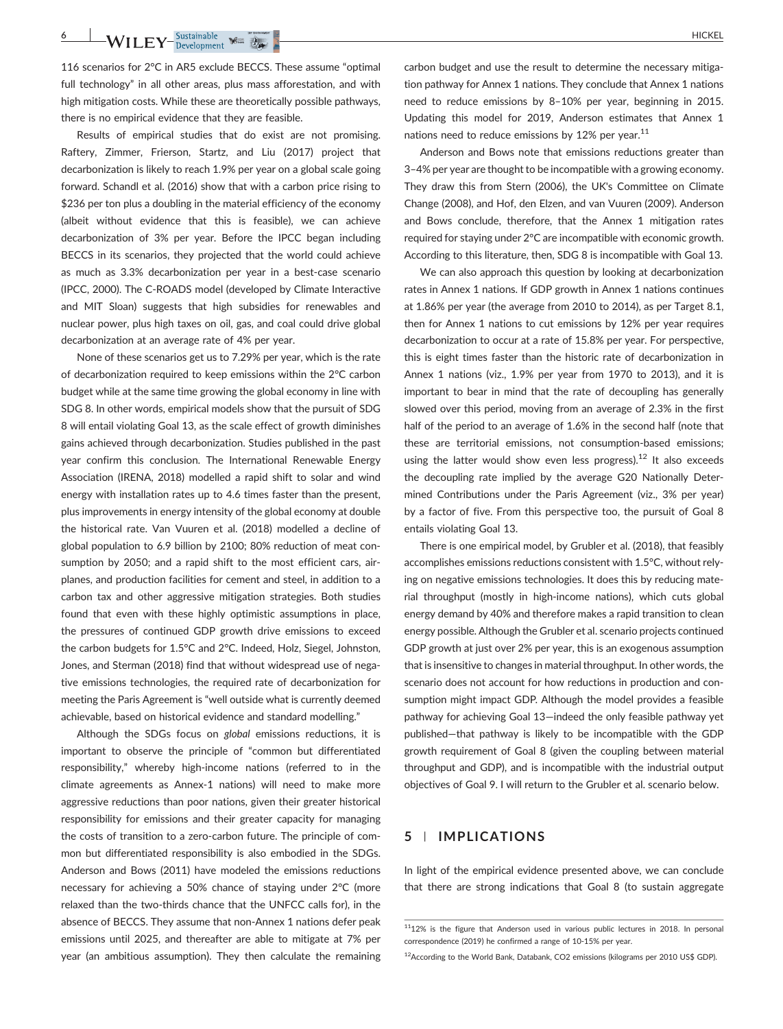116 scenarios for 2°C in AR5 exclude BECCS. These assume "optimal full technology" in all other areas, plus mass afforestation, and with high mitigation costs. While these are theoretically possible pathways, there is no empirical evidence that they are feasible.

Results of empirical studies that do exist are not promising. Raftery, Zimmer, Frierson, Startz, and Liu (2017) project that decarbonization is likely to reach 1.9% per year on a global scale going forward. Schandl et al. (2016) show that with a carbon price rising to $236 per ton plus a doubling in the material efficiency of the economy (albeit without evidence that this is feasible), we can achieve decarbonization of 3% per year. Before the IPCC began including BECCS in its scenarios, they projected that the world could achieve as much as 3.3% decarbonization per year in a best-case scenario (IPCC, 2000). The C-ROADS model (developed by Climate Interactive and MIT Sloan) suggests that high subsidies for renewables and nuclear power, plus high taxes on oil, gas, and coal could drive global decarbonization at an average rate of 4% per year.

None of these scenarios get us to 7.29% per year, which is the rate of decarbonization required to keep emissions within the 2°C carbon budget while at the same time growing the global economy in line with SDG 8. In other words, empirical models show that the pursuit of SDG 8 will entail violating Goal 13, as the scale effect of growth diminishes gains achieved through decarbonization. Studies published in the past year confirm this conclusion. The International Renewable Energy Association (IRENA, 2018) modelled a rapid shift to solar and wind energy with installation rates up to 4.6 times faster than the present, plus improvements in energy intensity of the global economy at double the historical rate. Van Vuuren et al. (2018) modelled a decline of global population to 6.9 billion by 2100; 80% reduction of meat consumption by 2050; and a rapid shift to the most efficient cars, airplanes, and production facilities for cement and steel, in addition to a carbon tax and other aggressive mitigation strategies. Both studies found that even with these highly optimistic assumptions in place, the pressures of continued GDP growth drive emissions to exceed the carbon budgets for 1.5°C and 2°C. Indeed, Holz, Siegel, Johnston, Jones, and Sterman (2018) find that without widespread use of negative emissions technologies, the required rate of decarbonization for meeting the Paris Agreement is "well outside what is currently deemed achievable, based on historical evidence and standard modelling."

Although the SDGs focus on *global* emissions reductions, it is important to observe the principle of "common but differentiated responsibility," whereby high-income nations (referred to in the climate agreements as Annex-1 nations) will need to make more aggressive reductions than poor nations, given their greater historical responsibility for emissions and their greater capacity for managing the costs of transition to a zero-carbon future. The principle of common but differentiated responsibility is also embodied in the SDGs. Anderson and Bows (2011) have modeled the emissions reductions necessary for achieving a 50% chance of staying under 2°C (more relaxed than the two-thirds chance that the UNFCC calls for), in the absence of BECCS. They assume that non-Annex 1 nations defer peak emissions until 2025, and thereafter are able to mitigate at 7% per year (an ambitious assumption). They then calculate the remaining carbon budget and use the result to determine the necessary mitigation pathway for Annex 1 nations. They conclude that Annex 1 nations need to reduce emissions by 8–10% per year, beginning in 2015. Updating this model for 2019, Anderson estimates that Annex 1 nations need to reduce emissions by 12% per year.[11]

Anderson and Bows note that emissions reductions greater than 3–4% per year are thought to be incompatible with a growing economy. They draw this from Stern (2006), the UK's Committee on Climate Change (2008), and Hof, den Elzen, and van Vuuren (2009). Anderson and Bows conclude, therefore, that the Annex 1 mitigation rates required for staying under 2°C are incompatible with economic growth. According to this literature, then, SDG 8 is incompatible with Goal 13.

We can also approach this question by looking at decarbonization rates in Annex 1 nations. If GDP growth in Annex 1 nations continues at 1.86% per year (the average from 2010 to 2014), as per Target 8.1, then for Annex 1 nations to cut emissions by 12% per year requires decarbonization to occur at a rate of 15.8% per year. For perspective, this is eight times faster than the historic rate of decarbonization in Annex 1 nations (viz., 1.9% per year from 1970 to 2013), and it is important to bear in mind that the rate of decoupling has generally slowed over this period, moving from an average of 2.3% in the first half of the period to an average of 1.6% in the second half (note that these are territorial emissions, not consumption-based emissions; using the latter would show even less progress).[12] It also exceeds the decoupling rate implied by the average G20 Nationally Determined Contributions under the Paris Agreement (viz., 3% per year) by a factor of five. From this perspective too, the pursuit of Goal 8 entails violating Goal 13.

There is one empirical model, by Grubler et al. (2018), that feasibly accomplishes emissions reductions consistent with 1.5°C, without relying on negative emissions technologies. It does this by reducing material throughput (mostly in high-income nations), which cuts global energy demand by 40% and therefore makes a rapid transition to clean energy possible. Although the Grubler et al. scenario projects continued GDP growth at just over 2% per year, this is an exogenous assumption that is insensitive to changes in material throughput. In other words, the scenario does not account for how reductions in production and consumption might impact GDP. Although the model provides a feasible pathway for achieving Goal 13—indeed the only feasible pathway yet published—that pathway is likely to be incompatible with the GDP growth requirement of Goal 8 (given the coupling between material throughput and GDP), and is incompatible with the industrial output objectives of Goal 9. I will return to the Grubler et al. scenario below.

## 5 | IMPLICATIONS

In light of the empirical evidence presented above, we can conclude that there are strong indications that Goal 8 (to sustain aggregate

[11] 12% is the figure that Anderson used in various public lectures in 2018. In personal correspondence (2019) he confirmed a range of 10-15% per year.

[12] According to the World Bank, Databank, CO2 emissions (kilograms per 2010 US$ GDP).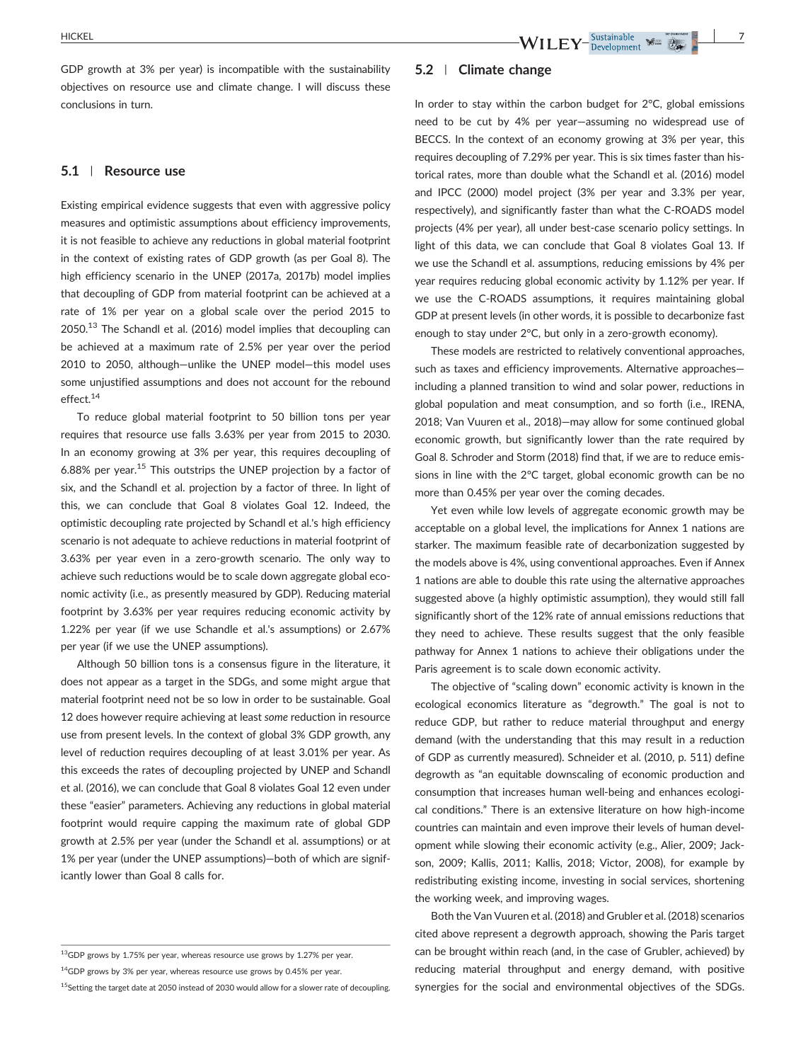GDP growth at 3% per year) is incompatible with the sustainability objectives on resource use and climate change. I will discuss these conclusions in turn.

### 5.1 | Resource use

Existing empirical evidence suggests that even with aggressive policy measures and optimistic assumptions about efficiency improvements, it is not feasible to achieve any reductions in global material footprint in the context of existing rates of GDP growth (as per Goal 8). The high efficiency scenario in the UNEP (2017a, 2017b) model implies that decoupling of GDP from material footprint can be achieved at a rate of 1% per year on a global scale over the period 2015 to 2050.[13] The Schandl et al. (2016) model implies that decoupling can be achieved at a maximum rate of 2.5% per year over the period 2010 to 2050, although—unlike the UNEP model—this model uses some unjustified assumptions and does not account for the rebound effect.[14]

To reduce global material footprint to 50 billion tons per year requires that resource use falls 3.63% per year from 2015 to 2030. In an economy growing at 3% per year, this requires decoupling of 6.88% per year.[15] This outstrips the UNEP projection by a factor of six, and the Schandl et al. projection by a factor of three. In light of this, we can conclude that Goal 8 violates Goal 12. Indeed, the optimistic decoupling rate projected by Schandl et al.'s high efficiency scenario is not adequate to achieve reductions in material footprint of 3.63% per year even in a zero-growth scenario. The only way to achieve such reductions would be to scale down aggregate global economic activity (i.e., as presently measured by GDP). Reducing material footprint by 3.63% per year requires reducing economic activity by 1.22% per year (if we use Schandle et al.'s assumptions) or 2.67% per year (if we use the UNEP assumptions).

Although 50 billion tons is a consensus figure in the literature, it does not appear as a target in the SDGs, and some might argue that material footprint need not be so low in order to be sustainable. Goal 12 does however require achieving at least *some* reduction in resource use from present levels. In the context of global 3% GDP growth, any level of reduction requires decoupling of at least 3.01% per year. As this exceeds the rates of decoupling projected by UNEP and Schandl et al. (2016), we can conclude that Goal 8 violates Goal 12 even under these "easier" parameters. Achieving any reductions in global material footprint would require capping the maximum rate of global GDP growth at 2.5% per year (under the Schandl et al. assumptions) or at 1% per year (under the UNEP assumptions)—both of which are significantly lower than Goal 8 calls for.

### 5.2 | Climate change

In order to stay within the carbon budget for 2°C, global emissions need to be cut by 4% per year—assuming no widespread use of BECCS. In the context of an economy growing at 3% per year, this requires decoupling of 7.29% per year. This is six times faster than historical rates, more than double what the Schandl et al. (2016) model and IPCC (2000) model project (3% per year and 3.3% per year, respectively), and significantly faster than what the C-ROADS model projects (4% per year), all under best-case scenario policy settings. In light of this data, we can conclude that Goal 8 violates Goal 13. If we use the Schandl et al. assumptions, reducing emissions by 4% per year requires reducing global economic activity by 1.12% per year. If we use the C-ROADS assumptions, it requires maintaining global GDP at present levels (in other words, it is possible to decarbonize fast enough to stay under 2°C, but only in a zero-growth economy).

These models are restricted to relatively conventional approaches, such as taxes and efficiency improvements. Alternative approaches—including a planned transition to wind and solar power, reductions in global population and meat consumption, and so forth (i.e., IRENA, 2018; Van Vuuren et al., 2018)—may allow for some continued global economic growth, but significantly lower than the rate required by Goal 8. Schroder and Storm (2018) find that, if we are to reduce emissions in line with the 2°C target, global economic growth can be no more than 0.45% per year over the coming decades.

Yet even while low levels of aggregate economic growth may be acceptable on a global level, the implications for Annex 1 nations are starker. The maximum feasible rate of decarbonization suggested by the models above is 4%, using conventional approaches. Even if Annex 1 nations are able to double this rate using the alternative approaches suggested above (a highly optimistic assumption), they would still fall significantly short of the 12% rate of annual emissions reductions that they need to achieve. These results suggest that the only feasible pathway for Annex 1 nations to achieve their obligations under the Paris agreement is to scale down economic activity.

The objective of "scaling down" economic activity is known in the ecological economics literature as "degrowth." The goal is not to reduce GDP, but rather to reduce material throughput and energy demand (with the understanding that this may result in a reduction of GDP as currently measured). Schneider et al. (2010, p. 511) define degrowth as "an equitable downscaling of economic production and consumption that increases human well-being and enhances ecological conditions." There is an extensive literature on how high-income countries can maintain and even improve their levels of human development while slowing their economic activity (e.g., Alier, 2009; Jackson, 2009; Kallis, 2011; Kallis, 2018; Victor, 2008), for example by redistributing existing income, investing in social services, shortening the working week, and improving wages.

Both the Van Vuuren et al. (2018) and Grubler et al. (2018) scenarios cited above represent a degrowth approach, showing the Paris target can be brought within reach (and, in the case of Grubler, achieved) by reducing material throughput and energy demand, with positive synergies for the social and environmental objectives of the SDGs.

---

[13] GDP grows by 1.75% per year, whereas resource use grows by 1.27% per year.

[14] GDP grows by 3% per year, whereas resource use grows by 0.45% per year.

[15] Setting the target date at 2050 instead of 2030 would allow for a slower rate of decoupling.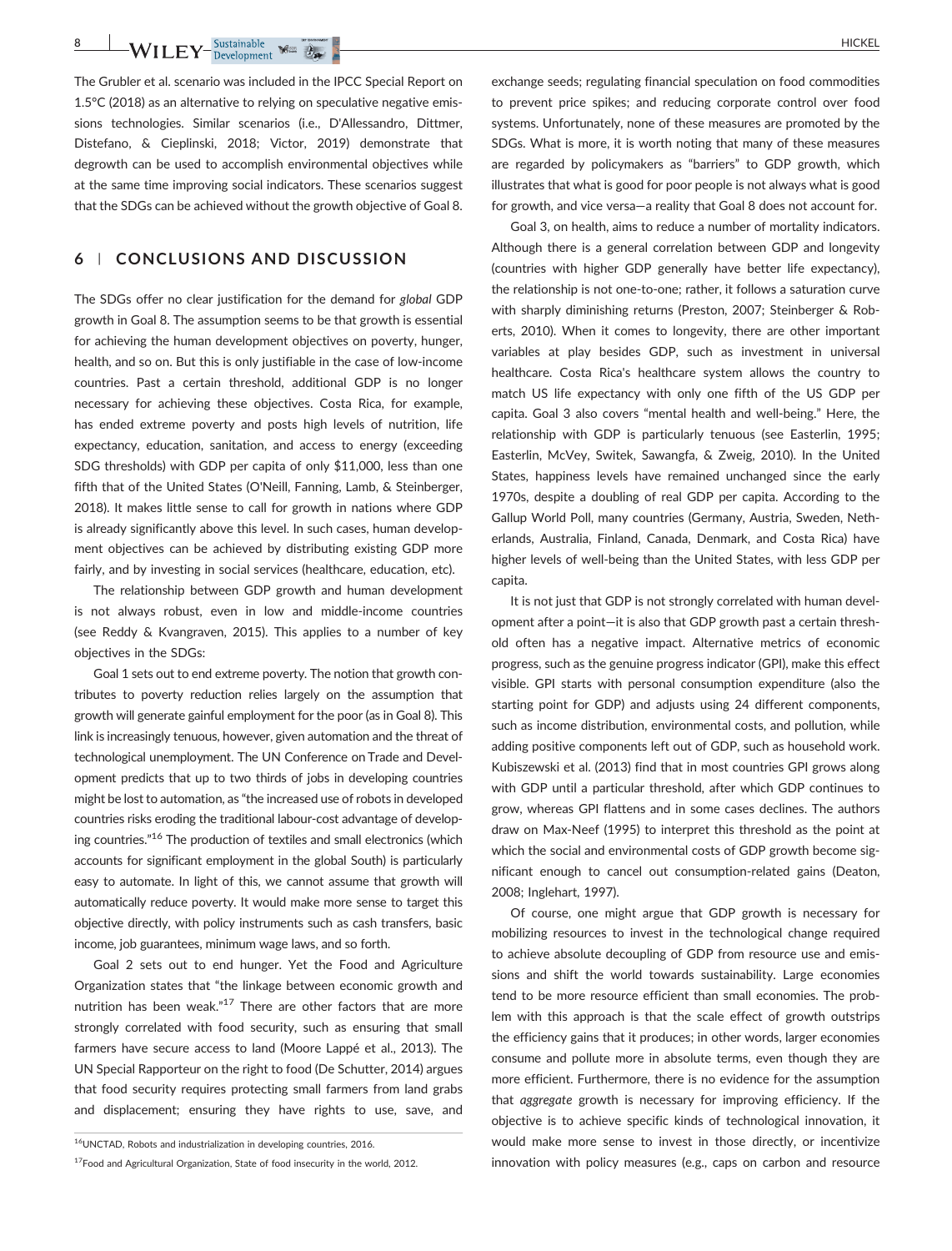The Grubler et al. scenario was included in the IPCC Special Report on 1.5°C (2018) as an alternative to relying on speculative negative emissions technologies. Similar scenarios (i.e., D'Allessandro, Dittmer, Distefano, & Cieplinski, 2018; Victor, 2019) demonstrate that degrowth can be used to accomplish environmental objectives while at the same time improving social indicators. These scenarios suggest that the SDGs can be achieved without the growth objective of Goal 8.

## 6 | CONCLUSIONS AND DISCUSSION

The SDGs offer no clear justification for the demand for *global* GDP growth in Goal 8. The assumption seems to be that growth is essential for achieving the human development objectives on poverty, hunger, health, and so on. But this is only justifiable in the case of low-income countries. Past a certain threshold, additional GDP is no longer necessary for achieving these objectives. Costa Rica, for example, has ended extreme poverty and posts high levels of nutrition, life expectancy, education, sanitation, and access to energy (exceeding SDG thresholds) with GDP per capita of only $11,000, less than one fifth that of the United States (O'Neill, Fanning, Lamb, & Steinberger, 2018). It makes little sense to call for growth in nations where GDP is already significantly above this level. In such cases, human development objectives can be achieved by distributing existing GDP more fairly, and by investing in social services (healthcare, education, etc).

The relationship between GDP growth and human development is not always robust, even in low and middle-income countries (see Reddy & Kvangraven, 2015). This applies to a number of key objectives in the SDGs:

Goal 1 sets out to end extreme poverty. The notion that growth contributes to poverty reduction relies largely on the assumption that growth will generate gainful employment for the poor (as in Goal 8). This link is increasingly tenuous, however, given automation and the threat of technological unemployment. The UN Conference on Trade and Development predicts that up to two thirds of jobs in developing countries might be lost to automation, as "the increased use of robots in developed countries risks eroding the traditional labour-cost advantage of developing countries."[16] The production of textiles and small electronics (which accounts for significant employment in the global South) is particularly easy to automate. In light of this, we cannot assume that growth will automatically reduce poverty. It would make more sense to target this objective directly, with policy instruments such as cash transfers, basic income, job guarantees, minimum wage laws, and so forth.

Goal 2 sets out to end hunger. Yet the Food and Agriculture Organization states that "the linkage between economic growth and nutrition has been weak."[17] There are other factors that are more strongly correlated with food security, such as ensuring that small farmers have secure access to land (Moore Lappé et al., 2013). The UN Special Rapporteur on the right to food (De Schutter, 2014) argues that food security requires protecting small farmers from land grabs and displacement; ensuring they have rights to use, save, and exchange seeds; regulating financial speculation on food commodities to prevent price spikes; and reducing corporate control over food systems. Unfortunately, none of these measures are promoted by the SDGs. What is more, it is worth noting that many of these measures are regarded by policymakers as "barriers" to GDP growth, which illustrates that what is good for poor people is not always what is good for growth, and vice versa—a reality that Goal 8 does not account for.

Goal 3, on health, aims to reduce a number of mortality indicators. Although there is a general correlation between GDP and longevity (countries with higher GDP generally have better life expectancy), the relationship is not one-to-one; rather, it follows a saturation curve with sharply diminishing returns (Preston, 2007; Steinberger & Roberts, 2010). When it comes to longevity, there are other important variables at play besides GDP, such as investment in universal healthcare. Costa Rica's healthcare system allows the country to match US life expectancy with only one fifth of the US GDP per capita. Goal 3 also covers "mental health and well-being." Here, the relationship with GDP is particularly tenuous (see Easterlin, 1995; Easterlin, McVey, Switek, Sawangfa, & Zweig, 2010). In the United States, happiness levels have remained unchanged since the early 1970s, despite a doubling of real GDP per capita. According to the Gallup World Poll, many countries (Germany, Austria, Sweden, Netherlands, Australia, Finland, Canada, Denmark, and Costa Rica) have higher levels of well-being than the United States, with less GDP per capita.

It is not just that GDP is not strongly correlated with human development after a point—it is also that GDP growth past a certain threshold often has a negative impact. Alternative metrics of economic progress, such as the genuine progress indicator (GPI), make this effect visible. GPI starts with personal consumption expenditure (also the starting point for GDP) and adjusts using 24 different components, such as income distribution, environmental costs, and pollution, while adding positive components left out of GDP, such as household work. Kubiszewski et al. (2013) find that in most countries GPI grows along with GDP until a particular threshold, after which GDP continues to grow, whereas GPI flattens and in some cases declines. The authors draw on Max-Neef (1995) to interpret this threshold as the point at which the social and environmental costs of GDP growth become significant enough to cancel out consumption-related gains (Deaton, 2008; Inglehart, 1997).

Of course, one might argue that GDP growth is necessary for mobilizing resources to invest in the technological change required to achieve absolute decoupling of GDP from resource use and emissions and shift the world towards sustainability. Large economies tend to be more resource efficient than small economies. The problem with this approach is that the scale effect of growth outstrips the efficiency gains that it produces; in other words, larger economies consume and pollute more in absolute terms, even though they are more efficient. Furthermore, there is no evidence for the assumption that *aggregate* growth is necessary for improving efficiency. If the objective is to achieve specific kinds of technological innovation, it would make more sense to invest in those directly, or incentivize innovation with policy measures (e.g., caps on carbon and resource

[16] UNCTAD, Robots and industrialization in developing countries, 2016.

[17] Food and Agricultural Organization, State of food insecurity in the world, 2012.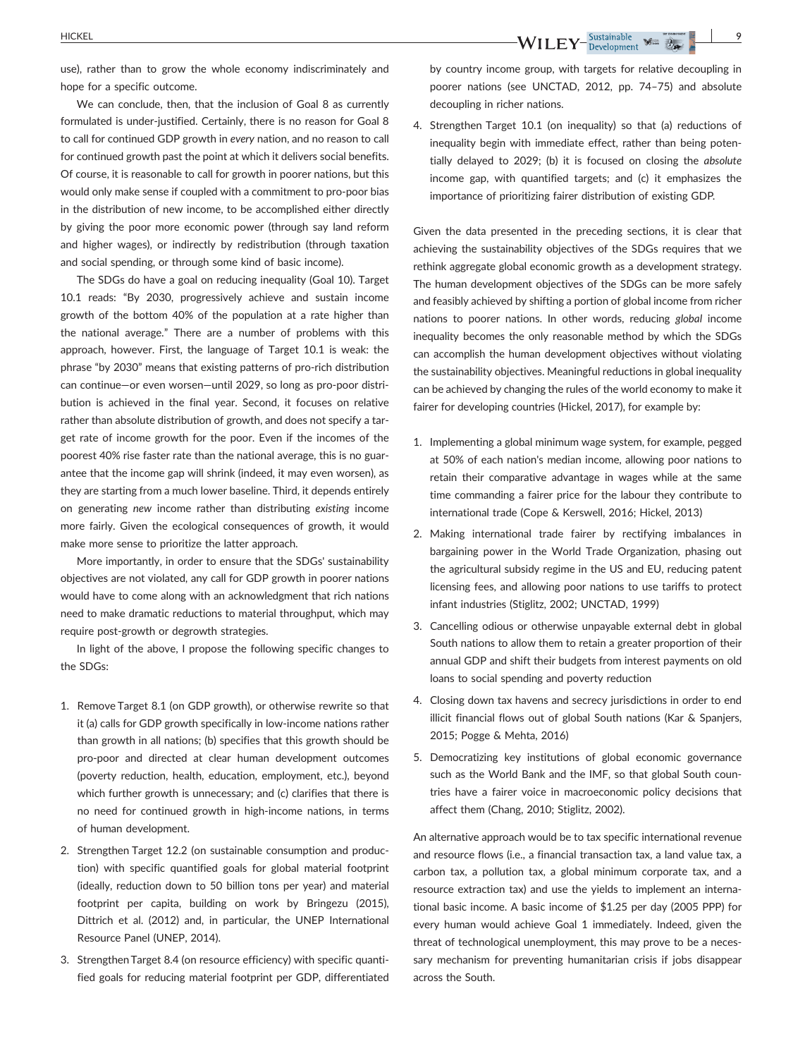use), rather than to grow the whole economy indiscriminately and hope for a specific outcome.

We can conclude, then, that the inclusion of Goal 8 as currently formulated is under-justified. Certainly, there is no reason for Goal 8 to call for continued GDP growth in *every* nation, and no reason to call for continued growth past the point at which it delivers social benefits. Of course, it is reasonable to call for growth in poorer nations, but this would only make sense if coupled with a commitment to pro-poor bias in the distribution of new income, to be accomplished either directly by giving the poor more economic power (through say land reform and higher wages), or indirectly by redistribution (through taxation and social spending, or through some kind of basic income).

The SDGs do have a goal on reducing inequality (Goal 10). Target 10.1 reads: "By 2030, progressively achieve and sustain income growth of the bottom 40% of the population at a rate higher than the national average." There are a number of problems with this approach, however. First, the language of Target 10.1 is weak: the phrase "by 2030" means that existing patterns of pro-rich distribution can continue—or even worsen—until 2029, so long as pro-poor distribution is achieved in the final year. Second, it focuses on relative rather than absolute distribution of growth, and does not specify a target rate of income growth for the poor. Even if the incomes of the poorest 40% rise faster rate than the national average, this is no guarantee that the income gap will shrink (indeed, it may even worsen), as they are starting from a much lower baseline. Third, it depends entirely on generating *new* income rather than distributing *existing* income more fairly. Given the ecological consequences of growth, it would make more sense to prioritize the latter approach.

More importantly, in order to ensure that the SDGs' sustainability objectives are not violated, any call for GDP growth in poorer nations would have to come along with an acknowledgment that rich nations need to make dramatic reductions to material throughput, which may require post-growth or degrowth strategies.

In light of the above, I propose the following specific changes to the SDGs:

1. Remove Target 8.1 (on GDP growth), or otherwise rewrite so that it (a) calls for GDP growth specifically in low-income nations rather than growth in all nations; (b) specifies that this growth should be pro-poor and directed at clear human development outcomes (poverty reduction, health, education, employment, etc.), beyond which further growth is unnecessary; and (c) clarifies that there is no need for continued growth in high-income nations, in terms of human development.
2. Strengthen Target 12.2 (on sustainable consumption and production) with specific quantified goals for global material footprint (ideally, reduction down to 50 billion tons per year) and material footprint per capita, building on work by Bringezu (2015), Dittrich et al. (2012) and, in particular, the UNEP International Resource Panel (UNEP, 2014).
3. Strengthen Target 8.4 (on resource efficiency) with specific quantified goals for reducing material footprint per GDP, differentiated by country income group, with targets for relative decoupling in poorer nations (see UNCTAD, 2012, pp. 74–75) and absolute decoupling in richer nations.
4. Strengthen Target 10.1 (on inequality) so that (a) reductions of inequality begin with immediate effect, rather than being potentially delayed to 2029; (b) it is focused on closing the *absolute* income gap, with quantified targets; and (c) it emphasizes the importance of prioritizing fairer distribution of existing GDP.

Given the data presented in the preceding sections, it is clear that achieving the sustainability objectives of the SDGs requires that we rethink aggregate global economic growth as a development strategy. The human development objectives of the SDGs can be more safely and feasibly achieved by shifting a portion of global income from richer nations to poorer nations. In other words, reducing *global* income inequality becomes the only reasonable method by which the SDGs can accomplish the human development objectives without violating the sustainability objectives. Meaningful reductions in global inequality can be achieved by changing the rules of the world economy to make it fairer for developing countries (Hickel, 2017), for example by:

1. Implementing a global minimum wage system, for example, pegged at 50% of each nation's median income, allowing poor nations to retain their comparative advantage in wages while at the same time commanding a fairer price for the labour they contribute to international trade (Cope & Kerswell, 2016; Hickel, 2013)
2. Making international trade fairer by rectifying imbalances in bargaining power in the World Trade Organization, phasing out the agricultural subsidy regime in the US and EU, reducing patent licensing fees, and allowing poor nations to use tariffs to protect infant industries (Stiglitz, 2002; UNCTAD, 1999)
3. Cancelling odious or otherwise unpayable external debt in global South nations to allow them to retain a greater proportion of their annual GDP and shift their budgets from interest payments on old loans to social spending and poverty reduction
4. Closing down tax havens and secrecy jurisdictions in order to end illicit financial flows out of global South nations (Kar & Spanjers, 2015; Pogge & Mehta, 2016)
5. Democratizing key institutions of global economic governance such as the World Bank and the IMF, so that global South countries have a fairer voice in macroeconomic policy decisions that affect them (Chang, 2010; Stiglitz, 2002).

An alternative approach would be to tax specific international revenue and resource flows (i.e., a financial transaction tax, a land value tax, a carbon tax, a pollution tax, a global minimum corporate tax, and a resource extraction tax) and use the yields to implement an international basic income. A basic income of $1.25 per day (2005 PPP) for every human would achieve Goal 1 immediately. Indeed, given the threat of technological unemployment, this may prove to be a necessary mechanism for preventing humanitarian crisis if jobs disappear across the South.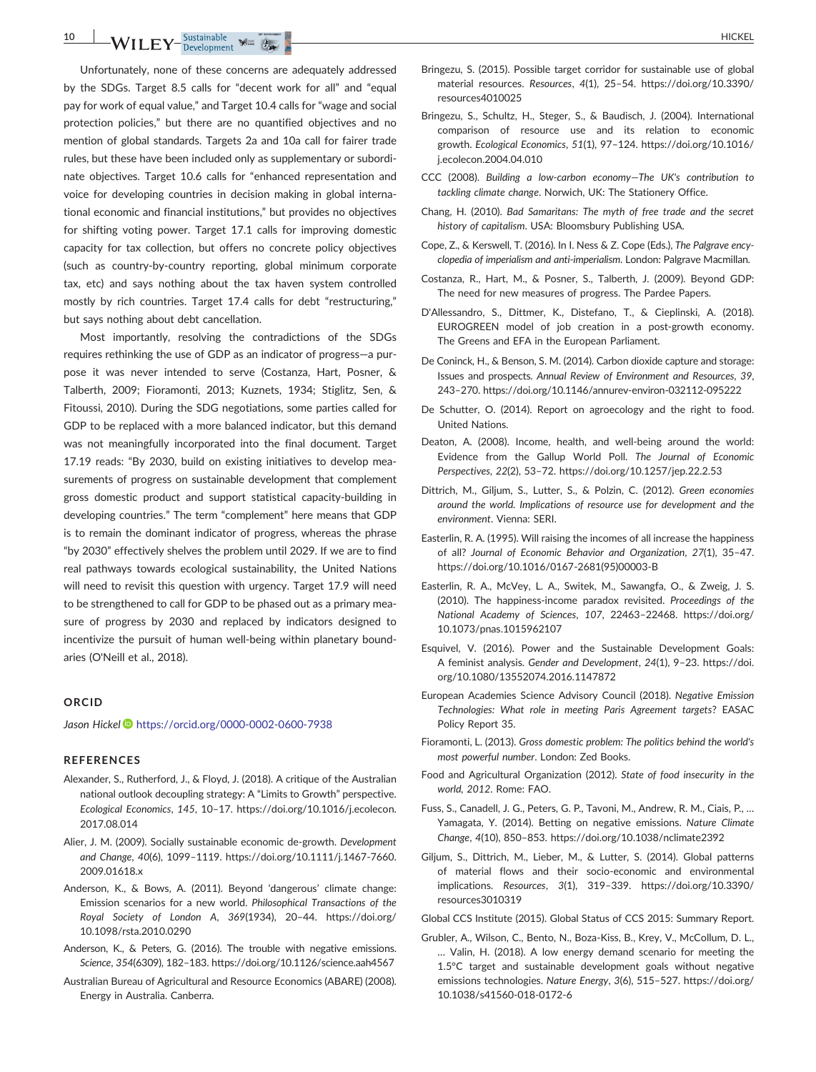Unfortunately, none of these concerns are adequately addressed by the SDGs. Target 8.5 calls for "decent work for all" and "equal pay for work of equal value," and Target 10.4 calls for "wage and social protection policies," but there are no quantified objectives and no mention of global standards. Targets 2a and 10a call for fairer trade rules, but these have been included only as supplementary or subordinate objectives. Target 10.6 calls for "enhanced representation and voice for developing countries in decision making in global international economic and financial institutions," but provides no objectives for shifting voting power. Target 17.1 calls for improving domestic capacity for tax collection, but offers no concrete policy objectives (such as country-by-country reporting, global minimum corporate tax, etc) and says nothing about the tax haven system controlled mostly by rich countries. Target 17.4 calls for debt "restructuring," but says nothing about debt cancellation.

Most importantly, resolving the contradictions of the SDGs requires rethinking the use of GDP as an indicator of progress—a purpose it was never intended to serve (Costanza, Hart, Posner, & Talberth, 2009; Fioramonti, 2013; Kuznets, 1934; Stiglitz, Sen, & Fitoussi, 2010). During the SDG negotiations, some parties called for GDP to be replaced with a more balanced indicator, but this demand was not meaningfully incorporated into the final document. Target 17.19 reads: "By 2030, build on existing initiatives to develop measurements of progress on sustainable development that complement gross domestic product and support statistical capacity-building in developing countries." The term "complement" here means that GDP is to remain the dominant indicator of progress, whereas the phrase "by 2030" effectively shelves the problem until 2029. If we are to find real pathways towards ecological sustainability, the United Nations will need to revisit this question with urgency. Target 17.9 will need to be strengthened to call for GDP to be phased out as a primary measure of progress by 2030 and replaced by indicators designed to incentivize the pursuit of human well-being within planetary boundaries (O'Neill et al., 2018).

## ORCID

*Jason Hickel* https://orcid.org/0000-0002-0600-7938

## REFERENCES

Alexander, S., Rutherford, J., & Floyd, J. (2018). A critique of the Australian national outlook decoupling strategy: A "Limits to Growth" perspective. *Ecological Economics*, *145*, 10–17. https://doi.org/10.1016/j.ecolecon.2017.08.014

Alier, J. M. (2009). Socially sustainable economic de-growth. *Development and Change*, *40*(6), 1099–1119. https://doi.org/10.1111/j.1467-7660.2009.01618.x

Anderson, K., & Bows, A. (2011). Beyond 'dangerous' climate change: Emission scenarios for a new world. *Philosophical Transactions of the Royal Society of London A*, *369*(1934), 20–44. https://doi.org/10.1098/rsta.2010.0290

Anderson, K., & Peters, G. (2016). The trouble with negative emissions. *Science*, *354*(6309), 182–183. https://doi.org/10.1126/science.aah4567

Australian Bureau of Agricultural and Resource Economics (ABARE) (2008). Energy in Australia. Canberra.

Bringezu, S. (2015). Possible target corridor for sustainable use of global material resources. *Resources*, *4*(1), 25–54. https://doi.org/10.3390/resources4010025

Bringezu, S., Schultz, H., Steger, S., & Baudisch, J. (2004). International comparison of resource use and its relation to economic growth. *Ecological Economics*, *51*(1), 97–124. https://doi.org/10.1016/j.ecolecon.2004.04.010

CCC (2008). *Building a low-carbon economy—The UK's contribution to tackling climate change*. Norwich, UK: The Stationery Office.

Chang, H. (2010). *Bad Samaritans: The myth of free trade and the secret history of capitalism*. USA: Bloomsbury Publishing USA.

Cope, Z., & Kerswell, T. (2016). In I. Ness & Z. Cope (Eds.), *The Palgrave encyclopedia of imperialism and anti-imperialism*. London: Palgrave Macmillan.

Costanza, R., Hart, M., & Posner, S., Talberth, J. (2009). Beyond GDP: The need for new measures of progress. The Pardee Papers.

D'Allessandro, S., Dittmer, K., Distefano, T., & Cieplinski, A. (2018). EUROGREEN model of job creation in a post-growth economy. The Greens and EFA in the European Parliament.

De Coninck, H., & Benson, S. M. (2014). Carbon dioxide capture and storage: Issues and prospects. *Annual Review of Environment and Resources*, *39*, 243–270. https://doi.org/10.1146/annurev-environ-032112-095222

De Schutter, O. (2014). Report on agroecology and the right to food. United Nations.

Deaton, A. (2008). Income, health, and well-being around the world: Evidence from the Gallup World Poll. *The Journal of Economic Perspectives*, *22*(2), 53–72. https://doi.org/10.1257/jep.22.2.53

Dittrich, M., Giljum, S., Lutter, S., & Polzin, C. (2012). *Green economies around the world. Implications of resource use for development and the environment*. Vienna: SERI.

Easterlin, R. A. (1995). Will raising the incomes of all increase the happiness of all? *Journal of Economic Behavior and Organization*, *27*(1), 35–47. https://doi.org/10.1016/0167-2681(95)00003-B

Easterlin, R. A., McVey, L. A., Switek, M., Sawangfa, O., & Zweig, J. S. (2010). The happiness-income paradox revisited. *Proceedings of the National Academy of Sciences*, *107*, 22463–22468. https://doi.org/10.1073/pnas.1015962107

Esquivel, V. (2016). Power and the Sustainable Development Goals: A feminist analysis. *Gender and Development*, *24*(1), 9–23. https://doi.org/10.1080/13552074.2016.1147872

European Academies Science Advisory Council (2018). *Negative Emission Technologies: What role in meeting Paris Agreement targets?* EASAC Policy Report 35.

Fioramonti, L. (2013). *Gross domestic problem: The politics behind the world's most powerful number*. London: Zed Books.

Food and Agricultural Organization (2012). *State of food insecurity in the world, 2012*. Rome: FAO.

Fuss, S., Canadell, J. G., Peters, G. P., Tavoni, M., Andrew, R. M., Ciais, P., … Yamagata, Y. (2014). Betting on negative emissions. *Nature Climate Change*, *4*(10), 850–853. https://doi.org/10.1038/nclimate2392

Giljum, S., Dittrich, M., Lieber, M., & Lutter, S. (2014). Global patterns of material flows and their socio-economic and environmental implications. *Resources*, *3*(1), 319–339. https://doi.org/10.3390/resources3010319

Global CCS Institute (2015). Global Status of CCS 2015: Summary Report.

Grubler, A., Wilson, C., Bento, N., Boza-Kiss, B., Krey, V., McCollum, D. L., … Valin, H. (2018). A low energy demand scenario for meeting the 1.5°C target and sustainable development goals without negative emissions technologies. *Nature Energy*, *3*(6), 515–527. https://doi.org/10.1038/s41560-018-0172-6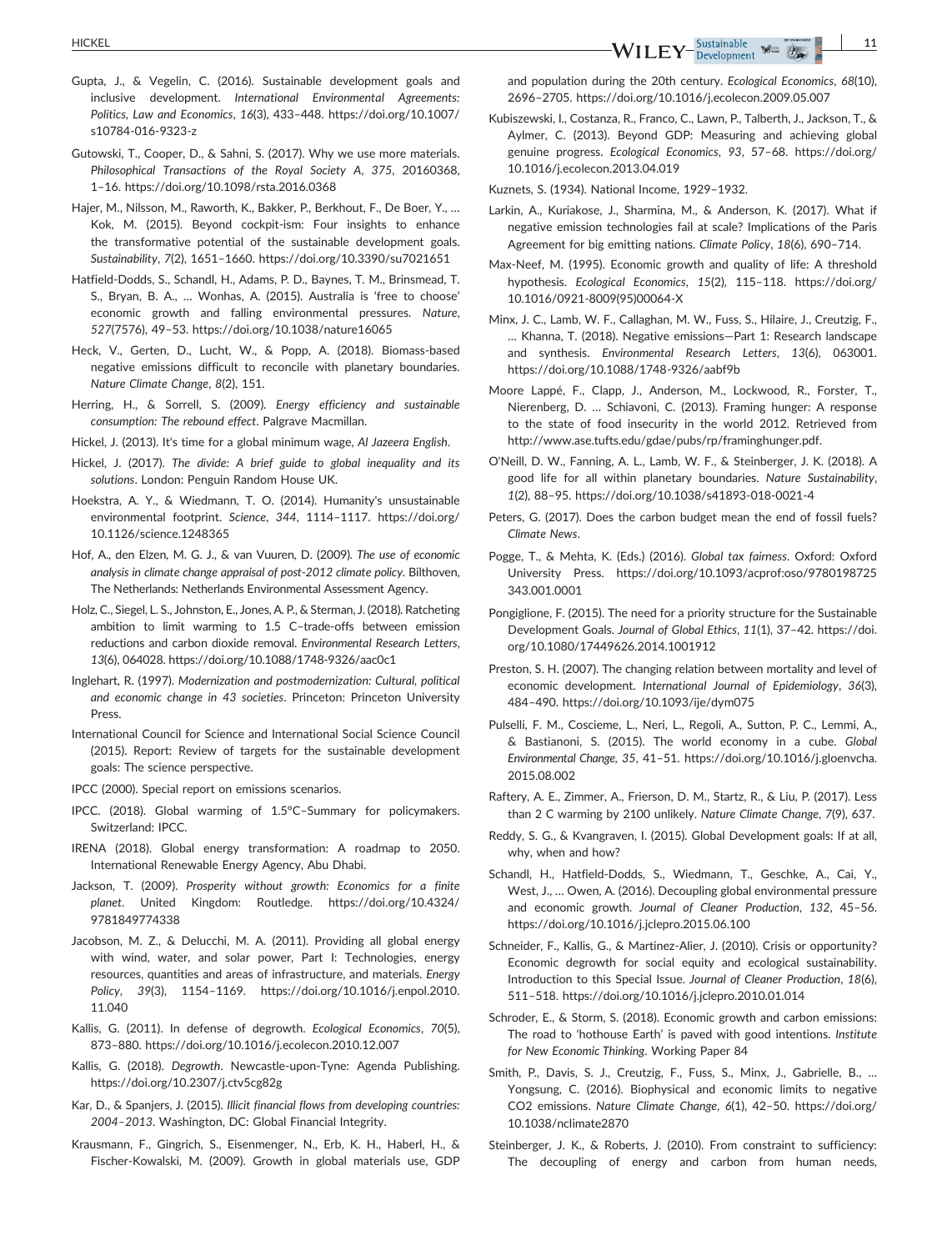Gupta, J., & Vegelin, C. (2016). Sustainable development goals and inclusive development. *International Environmental Agreements: Politics, Law and Economics*, *16*(3), 433–448. https://doi.org/10.1007/s10784-016-9323-z

Gutowski, T., Cooper, D., & Sahni, S. (2017). Why we use more materials. *Philosophical Transactions of the Royal Society A*, *375*, 20160368, 1–16. https://doi.org/10.1098/rsta.2016.0368

Hajer, M., Nilsson, M., Raworth, K., Bakker, P., Berkhout, F., De Boer, Y., … Kok, M. (2015). Beyond cockpit-ism: Four insights to enhance the transformative potential of the sustainable development goals. *Sustainability*, *7*(2), 1651–1660. https://doi.org/10.3390/su7021651

Hatfield-Dodds, S., Schandl, H., Adams, P. D., Baynes, T. M., Brinsmead, T. S., Bryan, B. A., … Wonhas, A. (2015). Australia is 'free to choose' economic growth and falling environmental pressures. *Nature*, *527*(7576), 49–53. https://doi.org/10.1038/nature16065

Heck, V., Gerten, D., Lucht, W., & Popp, A. (2018). Biomass-based negative emissions difficult to reconcile with planetary boundaries. *Nature Climate Change*, *8*(2), 151.

Herring, H., & Sorrell, S. (2009). *Energy efficiency and sustainable consumption: The rebound effect*. Palgrave Macmillan.

Hickel, J. (2013). It's time for a global minimum wage, *Al Jazeera English*.

Hickel, J. (2017). *The divide: A brief guide to global inequality and its solutions*. London: Penguin Random House UK.

Hoekstra, A. Y., & Wiedmann, T. O. (2014). Humanity's unsustainable environmental footprint. *Science*, *344*, 1114–1117. https://doi.org/10.1126/science.1248365

Hof, A., den Elzen, M. G. J., & van Vuuren, D. (2009). *The use of economic analysis in climate change appraisal of post-2012 climate policy*. Bilthoven, The Netherlands: Netherlands Environmental Assessment Agency.

Holz, C., Siegel, L. S., Johnston, E., Jones, A. P., & Sterman, J. (2018). Ratcheting ambition to limit warming to 1.5 C–trade-offs between emission reductions and carbon dioxide removal. *Environmental Research Letters*, *13*(6), 064028. https://doi.org/10.1088/1748-9326/aac0c1

Inglehart, R. (1997). *Modernization and postmodernization: Cultural, political and economic change in 43 societies*. Princeton: Princeton University Press.

International Council for Science and International Social Science Council (2015). Report: Review of targets for the sustainable development goals: The science perspective.

IPCC (2000). Special report on emissions scenarios.

IPCC. (2018). Global warming of 1.5°C–Summary for policymakers. Switzerland: IPCC.

IRENA (2018). Global energy transformation: A roadmap to 2050. International Renewable Energy Agency, Abu Dhabi.

Jackson, T. (2009). *Prosperity without growth: Economics for a finite planet*. United Kingdom: Routledge. https://doi.org/10.4324/9781849774338

Jacobson, M. Z., & Delucchi, M. A. (2011). Providing all global energy with wind, water, and solar power, Part I: Technologies, energy resources, quantities and areas of infrastructure, and materials. *Energy Policy*, *39*(3), 1154–1169. https://doi.org/10.1016/j.enpol.2010.11.040

Kallis, G. (2011). In defense of degrowth. *Ecological Economics*, *70*(5), 873–880. https://doi.org/10.1016/j.ecolecon.2010.12.007

Kallis, G. (2018). *Degrowth*. Newcastle-upon-Tyne: Agenda Publishing. https://doi.org/10.2307/j.ctv5cg82g

Kar, D., & Spanjers, J. (2015). *Illicit financial flows from developing countries: 2004–2013*. Washington, DC: Global Financial Integrity.

Krausmann, F., Gingrich, S., Eisenmenger, N., Erb, K. H., Haberl, H., & Fischer-Kowalski, M. (2009). Growth in global materials use, GDP and population during the 20th century. *Ecological Economics*, *68*(10), 2696–2705. https://doi.org/10.1016/j.ecolecon.2009.05.007

Kubiszewski, I., Costanza, R., Franco, C., Lawn, P., Talberth, J., Jackson, T., & Aylmer, C. (2013). Beyond GDP: Measuring and achieving global genuine progress. *Ecological Economics*, *93*, 57–68. https://doi.org/10.1016/j.ecolecon.2013.04.019

Kuznets, S. (1934). National Income, 1929–1932.

Larkin, A., Kuriakose, J., Sharmina, M., & Anderson, K. (2017). What if negative emission technologies fail at scale? Implications of the Paris Agreement for big emitting nations. *Climate Policy*, *18*(6), 690–714.

Max-Neef, M. (1995). Economic growth and quality of life: A threshold hypothesis. *Ecological Economics*, *15*(2), 115–118. https://doi.org/10.1016/0921-8009(95)00064-X

Minx, J. C., Lamb, W. F., Callaghan, M. W., Fuss, S., Hilaire, J., Creutzig, F., … Khanna, T. (2018). Negative emissions—Part 1: Research landscape and synthesis. *Environmental Research Letters*, *13*(6), 063001. https://doi.org/10.1088/1748-9326/aabf9b

Moore Lappé, F., Clapp, J., Anderson, M., Lockwood, R., Forster, T., Nierenberg, D. … Schiavoni, C. (2013). Framing hunger: A response to the state of food insecurity in the world 2012. Retrieved from http://www.ase.tufts.edu/gdae/pubs/rp/framinghunger.pdf.

O'Neill, D. W., Fanning, A. L., Lamb, W. F., & Steinberger, J. K. (2018). A good life for all within planetary boundaries. *Nature Sustainability*, *1*(2), 88–95. https://doi.org/10.1038/s41893-018-0021-4

Peters, G. (2017). Does the carbon budget mean the end of fossil fuels? *Climate News*.

Pogge, T., & Mehta, K. (Eds.) (2016). *Global tax fairness*. Oxford: Oxford University Press. https://doi.org/10.1093/acprof:oso/9780198725343.001.0001

Pongiglione, F. (2015). The need for a priority structure for the Sustainable Development Goals. *Journal of Global Ethics*, *11*(1), 37–42. https://doi.org/10.1080/17449626.2014.1001912

Preston, S. H. (2007). The changing relation between mortality and level of economic development. *International Journal of Epidemiology*, *36*(3), 484–490. https://doi.org/10.1093/ije/dym075

Pulselli, F. M., Coscieme, L., Neri, L., Regoli, A., Sutton, P. C., Lemmi, A., & Bastianoni, S. (2015). The world economy in a cube. *Global Environmental Change*, *35*, 41–51. https://doi.org/10.1016/j.gloenvcha.2015.08.002

Raftery, A. E., Zimmer, A., Frierson, D. M., Startz, R., & Liu, P. (2017). Less than 2 C warming by 2100 unlikely. *Nature Climate Change*, *7*(9), 637.

Reddy, S. G., & Kvangraven, I. (2015). Global Development goals: If at all, why, when and how?

Schandl, H., Hatfield-Dodds, S., Wiedmann, T., Geschke, A., Cai, Y., West, J., … Owen, A. (2016). Decoupling global environmental pressure and economic growth. *Journal of Cleaner Production*, *132*, 45–56. https://doi.org/10.1016/j.jclepro.2015.06.100

Schneider, F., Kallis, G., & Martinez-Alier, J. (2010). Crisis or opportunity? Economic degrowth for social equity and ecological sustainability. Introduction to this Special Issue. *Journal of Cleaner Production*, *18*(6), 511–518. https://doi.org/10.1016/j.jclepro.2010.01.014

Schroder, E., & Storm, S. (2018). Economic growth and carbon emissions: The road to 'hothouse Earth' is paved with good intentions. *Institute for New Economic Thinking*. Working Paper 84

Smith, P., Davis, S. J., Creutzig, F., Fuss, S., Minx, J., Gabrielle, B., … Yongsung, C. (2016). Biophysical and economic limits to negative CO2 emissions. *Nature Climate Change*, *6*(1), 42–50. https://doi.org/10.1038/nclimate2870

Steinberger, J. K., & Roberts, J. (2010). From constraint to sufficiency: The decoupling of energy and carbon from human needs,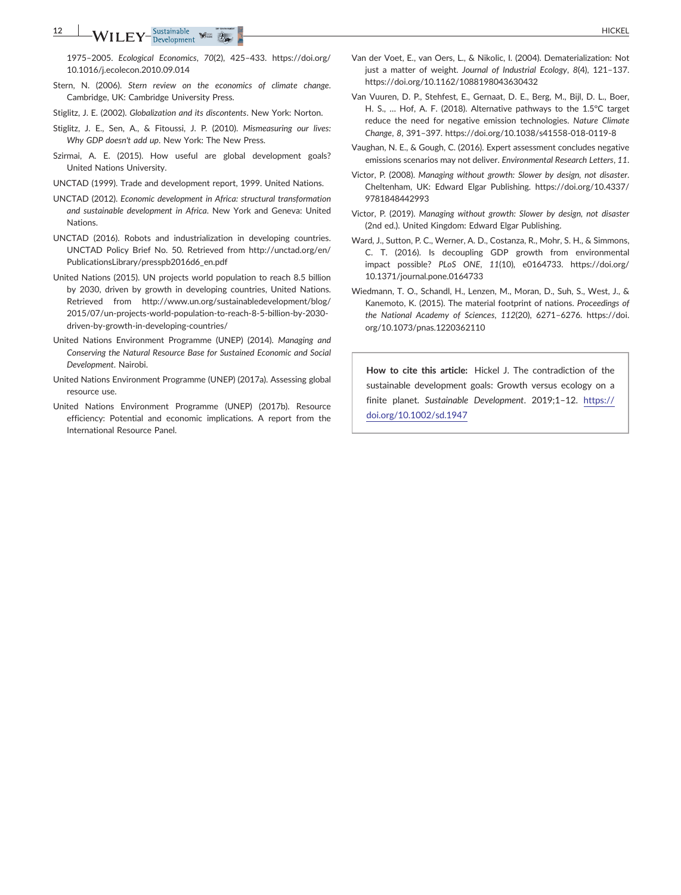1975–2005. *Ecological Economics*, *70*(2), 425–433. https://doi.org/10.1016/j.ecolecon.2010.09.014

Stern, N. (2006). *Stern review on the economics of climate change*. Cambridge, UK: Cambridge University Press.

Stiglitz, J. E. (2002). *Globalization and its discontents*. New York: Norton.

Stiglitz, J. E., Sen, A., & Fitoussi, J. P. (2010). *Mismeasuring our lives: Why GDP doesn't add up*. New York: The New Press.

Szirmai, A. E. (2015). How useful are global development goals? United Nations University.

UNCTAD (1999). Trade and development report, 1999. United Nations.

UNCTAD (2012). *Economic development in Africa: structural transformation and sustainable development in Africa*. New York and Geneva: United Nations.

UNCTAD (2016). Robots and industrialization in developing countries. UNCTAD Policy Brief No. 50. Retrieved from http://unctad.org/en/PublicationsLibrary/presspb2016d6_en.pdf

United Nations (2015). UN projects world population to reach 8.5 billion by 2030, driven by growth in developing countries, United Nations. Retrieved from http://www.un.org/sustainabledevelopment/blog/2015/07/un-projects-world-population-to-reach-8-5-billion-by-2030-driven-by-growth-in-developing-countries/

United Nations Environment Programme (UNEP) (2014). *Managing and Conserving the Natural Resource Base for Sustained Economic and Social Development*. Nairobi.

United Nations Environment Programme (UNEP) (2017a). Assessing global resource use.

United Nations Environment Programme (UNEP) (2017b). Resource efficiency: Potential and economic implications. A report from the International Resource Panel.

Van der Voet, E., van Oers, L., & Nikolic, I. (2004). Dematerialization: Not just a matter of weight. *Journal of Industrial Ecology*, *8*(4), 121–137. https://doi.org/10.1162/1088198043630432

Van Vuuren, D. P., Stehfest, E., Gernaat, D. E., Berg, M., Bijl, D. L., Boer, H. S., … Hof, A. F. (2018). Alternative pathways to the 1.5°C target reduce the need for negative emission technologies. *Nature Climate Change*, *8*, 391–397. https://doi.org/10.1038/s41558-018-0119-8

Vaughan, N. E., & Gough, C. (2016). Expert assessment concludes negative emissions scenarios may not deliver. *Environmental Research Letters*, *11*.

Victor, P. (2008). *Managing without growth: Slower by design, not disaster*. Cheltenham, UK: Edward Elgar Publishing. https://doi.org/10.4337/9781848442993

Victor, P. (2019). *Managing without growth: Slower by design, not disaster* (2nd ed.). United Kingdom: Edward Elgar Publishing.

Ward, J., Sutton, P. C., Werner, A. D., Costanza, R., Mohr, S. H., & Simmons, C. T. (2016). Is decoupling GDP growth from environmental impact possible? *PLoS ONE*, *11*(10), e0164733. https://doi.org/10.1371/journal.pone.0164733

Wiedmann, T. O., Schandl, H., Lenzen, M., Moran, D., Suh, S., West, J., & Kanemoto, K. (2015). The material footprint of nations. *Proceedings of the National Academy of Sciences*, *112*(20), 6271–6276. https://doi.org/10.1073/pnas.1220362110

**How to cite this article:** Hickel J. The contradiction of the sustainable development goals: Growth versus ecology on a finite planet. *Sustainable Development*. 2019;1–12. https://doi.org/10.1002/sd.1947